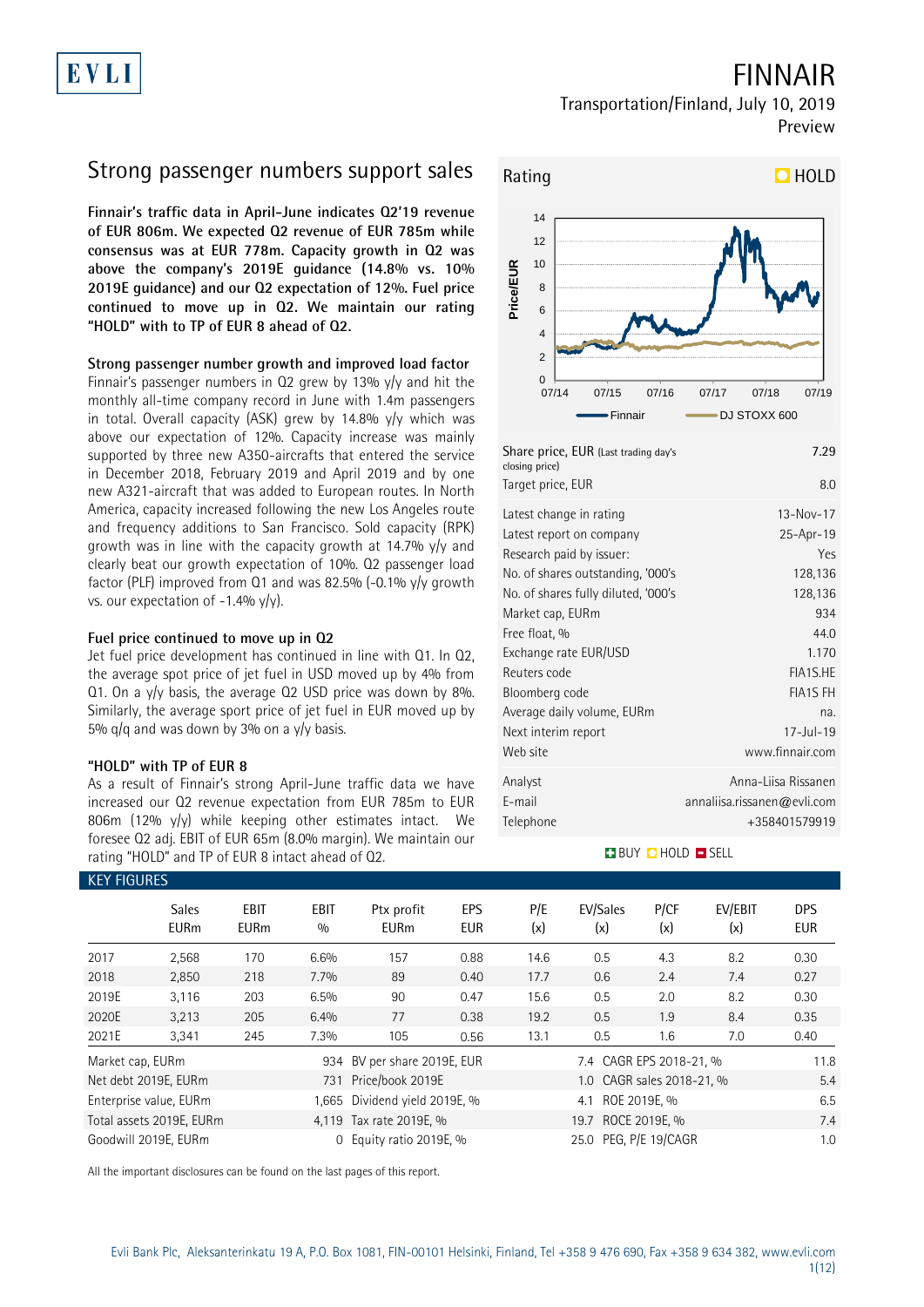# FINNAIR

Transportation/Finland, July 10, 2019

Preview

## Strong passenger numbers support sales

**Finnair's traffic data in April-June indicates Q2'19 revenue of EUR 806m. We expected Q2 revenue of EUR 785m while consensus was at EUR 778m. Capacity growth in Q2 was above the company's 2019E guidance (14.8% vs. 10% 2019E guidance) and our Q2 expectation of 12%. Fuel price continued to move up in Q2. We maintain our rating "HOLD" with to TP of EUR 8 ahead of Q2.**

### Strong passenger number growth and improved load factor

Finnair's passenger numbers in Q2 grew by 13% y/y and hit the monthly all-time company record in June with 1.4m passengers in total. Overall capacity (ASK) grew by 14.8% y/y which was above our expectation of 12%. Capacity increase was mainly supported by three new A350-aircrafts that entered the service in December 2018, February 2019 and April 2019 and by one new A321-aircraft that was added to European routes. In North America, capacity increased following the new Los Angeles route and frequency additions to San Francisco. Sold capacity (RPK) growth was in line with the capacity growth at 14.7% y/y and clearly beat our growth expectation of 10%. Q2 passenger load factor (PLF) improved from Q1 and was 82.5% (-0.1% y/y growth vs. our expectation of -1.4% y/y).

### Fuel price continued to move up in Q2

Jet fuel price development has continued in line with Q1. In Q2, the average spot price of jet fuel in USD moved up by 4% from Q1. On a y/y basis, the average Q2 USD price was down by 8%. Similarly, the average sport price of jet fuel in EUR moved up by 5% q/q and was down by 3% on a y/y basis.

### "HOLD" with TP of EUR 8

As a result of Finnair's strong April-June traffic data we have increased our Q2 revenue expectation from EUR 785m to EUR 806m (12% y/y) while keeping other estimates intact. We foresee Q2 adj. EBIT of EUR 65m (8.0% margin). We maintain our rating "HOLD" and TP of EUR 8 intact ahead of Q2.

**Rating: HOLD**

| | |
|---|---|
| Share price, EUR (Last trading day's closing price) | 7.29 |
| Target price, EUR | 8.0 |
| Latest change in rating | 13-Nov-17 |
| Latest report on company | 25-Apr-19 |
| Research paid by issuer: | Yes |
| No. of shares outstanding, '000's | 128,136 |
| No. of shares fully diluted, '000's | 128,136 |
| Market cap, EURm | 934 |
| Free float, % | 44.0 |
| Exchange rate EUR/USD | 1.170 |
| Reuters code | FIA1S.HE |
| Bloomberg code | FIA1S FH |
| Average daily volume, EURm | na. |
| Next interim report | 17-Jul-19 |
| Web site | www.finnair.com |
| Analyst | Anna-Liisa Rissanen |
| E-mail | annaliisa.rissanen@evli.com |
| Telephone | +358401579919 |

## KEY FIGURES

| | Sales EURm | EBIT EURm | EBIT % | Ptx profit EURm | EPS EUR | P/E (x) | EV/Sales (x) | P/CF (x) | EV/EBIT (x) | DPS EUR |
|---|---|---|---|---|---|---|---|---|---|---|
| 2017 | 2,568 | 170 | 6.6% | 157 | 0.88 | 14.6 | 0.5 | 4.3 | 8.2 | 0.30 |
| 2018 | 2,850 | 218 | 7.7% | 89 | 0.40 | 17.7 | 0.6 | 2.4 | 7.4 | 0.27 |
| 2019E | 3,116 | 203 | 6.5% | 90 | 0.47 | 15.6 | 0.5 | 2.0 | 8.2 | 0.30 |
| 2020E | 3,213 | 205 | 6.4% | 77 | 0.38 | 19.2 | 0.5 | 1.9 | 8.4 | 0.35 |
| 2021E | 3,341 | 245 | 7.3% | 105 | 0.56 | 13.1 | 0.5 | 1.6 | 7.0 | 0.40 |

| | | | | | |
|---|---|---|---|---|---|
| Market cap, EURm | 934 | BV per share 2019E, EUR | 7.4 | CAGR EPS 2018-21, % | 11.8 |
| Net debt 2019E, EURm | 731 | Price/book 2019E | 1.0 | CAGR sales 2018-21, % | 5.4 |
| Enterprise value, EURm | 1,665 | Dividend yield 2019E, % | 4.1 | ROE 2019E, % | 6.5 |
| Total assets 2019E, EURm | 4,119 | Tax rate 2019E, % | 19.7 | ROCE 2019E, % | 7.4 |
| Goodwill 2019E, EURm | 0 | Equity ratio 2019E, % | 25.0 | PEG, P/E 19/CAGR | 1.0 |

All the important disclosures can be found on the last pages of this report.

Evli Bank Plc, Aleksanterinkatu 19 A, P.O. Box 1081, FIN-00101 Helsinki, Finland, Tel +358 9 476 690, Fax +358 9 634 382, www.evli.com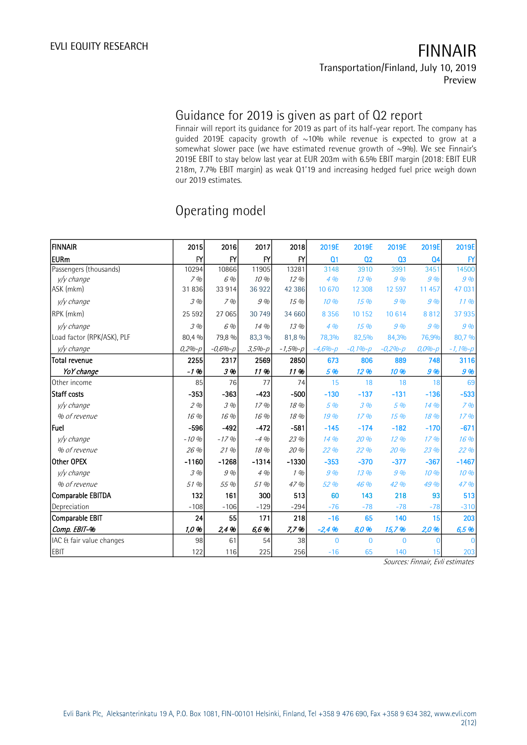## Guidance for 2019 is given as part of Q2 report

Finnair will report its guidance for 2019 as part of its half-year report. The company has guided 2019E capacity growth of ~10% while revenue is expected to grow at a somewhat slower pace (we have estimated revenue growth of ~9%). We see Finnair's 2019E EBIT to stay below last year at EUR 203m with 6.5% EBIT margin (2018: EBIT EUR 218m, 7.7% EBIT margin) as weak Q1'19 and increasing hedged fuel price weigh down our 2019 estimates.

## Operating model

| FINNAIR | 2015 | 2016 | 2017 | 2018 | 2019E | 2019E | 2019E | 2019E | 2019E |
|---|---|---|---|---|---|---|---|---|---|
| EURm | FY | FY | FY | FY | Q1 | Q2 | Q3 | Q4 | FY |
| Passengers (thousands) | 10294 | 10866 | 11905 | 13281 | 3148 | 3910 | 3991 | 3451 | 14500 |
| *y/y change* | *7 %* | *6 %* | *10 %* | *12 %* | *4 %* | *13 %* | *9 %* | *9 %* | *9 %* |
| ASK (mkm) | 31 836 | 33 914 | 36 922 | 42 386 | 10 670 | 12 308 | 12 597 | 11 457 | 47 031 |
| *y/y change* | *3 %* | *7 %* | *9 %* | *15 %* | *10 %* | *15 %* | *9 %* | *9 %* | *11 %* |
| RPK (mkm) | 25 592 | 27 065 | 30 749 | 34 660 | 8 356 | 10 152 | 10 614 | 8 812 | 37 935 |
| *y/y change* | *3 %* | *6 %* | *14 %* | *13 %* | *4 %* | *15 %* | *9 %* | *9 %* | *9 %* |
| Load factor (RPK/ASK), PLF | 80,4 % | 79,8 % | 83,3 % | 81,8 % | 78,3% | 82,5% | 84,3% | 76,9% | 80,7 % |
| *y/y change* | *0,2%-p* | *-0,6%-p* | *3,5%-p* | *-1,5%-p* | *-4,6%-p* | *-0,1%-p* | *-0,2%-p* | *0,0%-p* | *-1,1%-p* |
| **Total revenue** | **2255** | **2317** | **2569** | **2850** | **673** | **806** | **889** | **748** | **3116** |
| ***YoY change*** | ***-1 %*** | ***3 %*** | ***11 %*** | ***11 %*** | ***5 %*** | ***12 %*** | ***10 %*** | ***9 %*** | ***9 %*** |
| Other income | 85 | 76 | 77 | 74 | 15 | 18 | 18 | 18 | 69 |
| **Staff costs** | **-353** | **-363** | **-423** | **-500** | **-130** | **-137** | **-131** | **-136** | **-533** |
| *y/y change* | *2 %* | *3 %* | *17 %* | *18 %* | *5 %* | *3 %* | *5 %* | *14 %* | *7 %* |
| *% of revenue* | *16 %* | *16 %* | *16 %* | *18 %* | *19 %* | *17 %* | *15 %* | *18 %* | *17 %* |
| **Fuel** | **-596** | **-492** | **-472** | **-581** | **-145** | **-174** | **-182** | **-170** | **-671** |
| *y/y change* | *-10 %* | *-17 %* | *-4 %* | *23 %* | *14 %* | *20 %* | *12 %* | *17 %* | *16 %* |
| *% of revenue* | *26 %* | *21 %* | *18 %* | *20 %* | *22 %* | *22 %* | *20 %* | *23 %* | *22 %* |
| **Other OPEX** | **-1160** | **-1268** | **-1314** | **-1330** | **-353** | **-370** | **-377** | **-367** | **-1467** |
| *y/y change* | *3 %* | *9 %* | *4 %* | *1 %* | *9 %* | *13 %* | *9 %* | *10 %* | *10 %* |
| *% of revenue* | *51 %* | *55 %* | *51 %* | *47 %* | *52 %* | *46 %* | *42 %* | *49 %* | *47 %* |
| **Comparable EBITDA** | **132** | **161** | **300** | **513** | **60** | **143** | **218** | **93** | **513** |
| Depreciation | -108 | -106 | -129 | -294 | -76 | -78 | -78 | -78 | -310 |
| **Comparable EBIT** | **24** | **55** | **171** | **218** | **-16** | **65** | **140** | **15** | **203** |
| ***Comp. EBIT-%*** | ***1,0 %*** | ***2,4 %*** | ***6,6 %*** | ***7,7 %*** | ***-2,4 %*** | ***8,0 %*** | ***15,7 %*** | ***2,0 %*** | ***6,5 %*** |
| IAC & fair value changes | 98 | 61 | 54 | 38 | 0 | 0 | 0 | 0 | 0 |
| EBIT | 122 | 116 | 225 | 256 | -16 | 65 | 140 | 15 | 203 |

*Sources: Finnair, Evli estimates*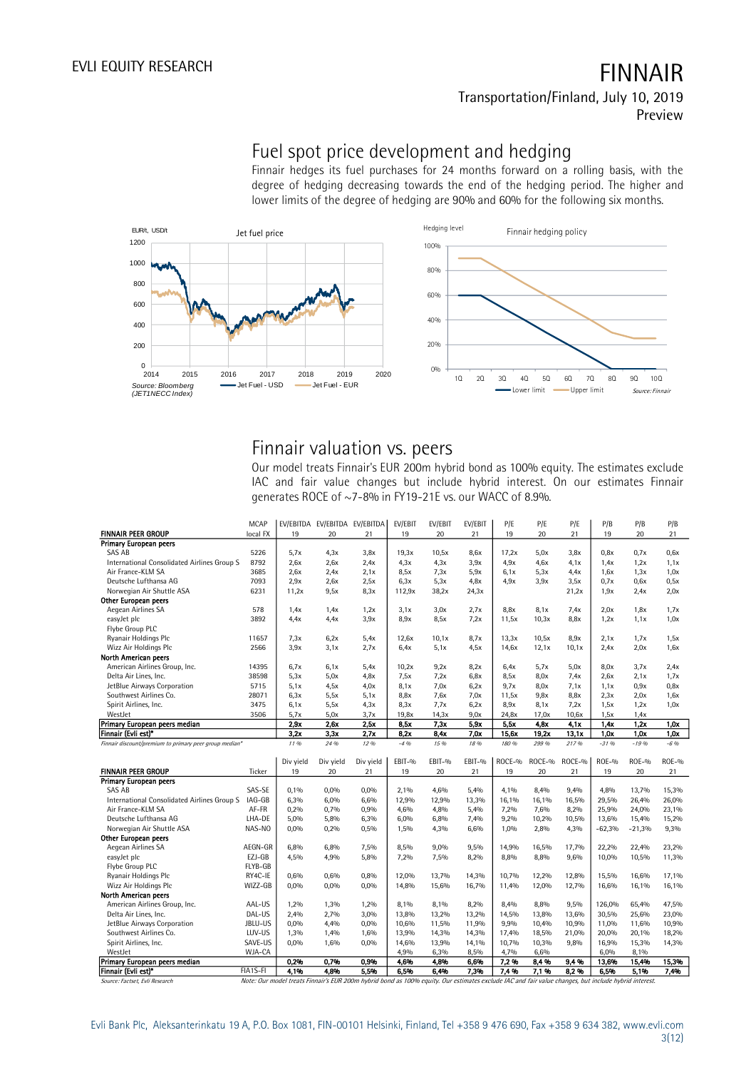# Fuel spot price development and hedging

Finnair hedges its fuel purchases for 24 months forward on a rolling basis, with the degree of hedging decreasing towards the end of the hedging period. The higher and lower limits of the degree of hedging are 90% and 60% for the following six months.

Source: Bloomberg (JET1NECC Index)

Source: Finnair

# Finnair valuation vs. peers

Our model treats Finnair's EUR 200m hybrid bond as 100% equity. The estimates exclude IAC and fair value changes but include hybrid interest. On our estimates Finnair generates ROCE of ~7-8% in FY19-21E vs. our WACC of 8.9%.

| FINNAIR PEER GROUP | MCAP local FX | EV/EBITDA 19 | EV/EBITDA 20 | EV/EBITDA 21 | EV/EBIT 19 | EV/EBIT 20 | EV/EBIT 21 | P/E 19 | P/E 20 | P/E 21 | P/B 19 | P/B 20 | P/B 21 |
|---|---|---|---|---|---|---|---|---|---|---|---|---|---|
| **Primary European peers** | | | | | | | | | | | | | |
| SAS AB | 5226 | 5,7x | 4,3x | 3,8x | 19,3x | 10,5x | 8,6x | 17,2x | 5,0x | 3,8x | 0,8x | 0,7x | 0,6x |
| International Consolidated Airlines Group S | 8792 | 2,6x | 2,6x | 2,4x | 4,3x | 4,3x | 3,9x | 4,9x | 4,6x | 4,1x | 1,4x | 1,2x | 1,1x |
| Air France-KLM SA | 3685 | 2,6x | 2,4x | 2,1x | 8,5x | 7,3x | 5,9x | 6,1x | 5,3x | 4,4x | 1,6x | 1,3x | 1,0x |
| Deutsche Lufthansa AG | 7093 | 2,9x | 2,6x | 2,5x | 6,3x | 5,3x | 4,8x | 4,9x | 3,9x | 3,5x | 0,7x | 0,6x | 0,5x |
| Norwegian Air Shuttle ASA | 6231 | 11,2x | 9,5x | 8,3x | 112,9x | 38,2x | 24,3x | | | 21,2x | 1,9x | 2,4x | 2,0x |
| **Other European peers** | | | | | | | | | | | | | |
| Aegean Airlines SA | 578 | 1,4x | 1,4x | 1,2x | 3,1x | 3,0x | 2,7x | 8,8x | 8,1x | 7,4x | 2,0x | 1,8x | 1,7x |
| easyJet plc | 3892 | 4,4x | 4,4x | 3,9x | 8,9x | 8,5x | 7,2x | 11,5x | 10,3x | 8,8x | 1,2x | 1,1x | 1,0x |
| Flybe Group PLC | | | | | | | | | | | | | |
| Ryanair Holdings Plc | 11657 | 7,3x | 6,2x | 5,4x | 12,6x | 10,1x | 8,7x | 13,3x | 10,5x | 8,9x | 2,1x | 1,7x | 1,5x |
| Wizz Air Holdings Plc | 2566 | 3,9x | 3,1x | 2,7x | 6,4x | 5,1x | 4,5x | 14,6x | 12,1x | 10,1x | 2,4x | 2,0x | 1,6x |
| **North American peers** | | | | | | | | | | | | | |
| American Airlines Group, Inc. | 14395 | 6,7x | 6,1x | 5,4x | 10,2x | 9,2x | 8,2x | 6,4x | 5,7x | 5,0x | 8,0x | 3,7x | 2,4x |
| Delta Air Lines, Inc. | 38598 | 5,3x | 5,0x | 4,8x | 7,5x | 7,2x | 6,8x | 8,5x | 8,0x | 7,4x | 2,6x | 2,1x | 1,7x |
| JetBlue Airways Corporation | 5715 | 5,1x | 4,5x | 4,0x | 8,1x | 7,0x | 6,2x | 9,7x | 8,0x | 7,1x | 1,1x | 0,9x | 0,8x |
| Southwest Airlines Co. | 28071 | 6,3x | 5,5x | 5,1x | 8,8x | 7,6x | 7,0x | 11,5x | 9,8x | 8,8x | 2,3x | 2,0x | 1,6x |
| Spirit Airlines, Inc. | 3475 | 6,1x | 5,5x | 4,3x | 8,3x | 7,7x | 6,2x | 8,9x | 8,1x | 7,2x | 1,5x | 1,2x | 1,0x |
| WestJet | 3506 | 5,7x | 5,0x | 3,7x | 19,8x | 14,3x | 9,0x | 24,8x | 17,0x | 10,6x | 1,5x | 1,4x | |
| **Primary European peers median** | | **2,9x** | **2,6x** | **2,5x** | **8,5x** | **7,3x** | **5,9x** | **5,5x** | **4,8x** | **4,1x** | **1,4x** | **1,2x** | **1,0x** |
| **Finnair (Evli est)*** | | **3,2x** | **3,3x** | **2,7x** | **8,2x** | **8,4x** | **7,0x** | **15,6x** | **19,2x** | **13,1x** | **1,0x** | **1,0x** | **1,0x** |
| *Finnair discount/premium to primary peer group median** | | *11 %* | *24 %* | *12 %* | *-4 %* | *15 %* | *18 %* | *180 %* | *299 %* | *217 %* | *-31 %* | *-19 %* | *-6 %* |

| FINNAIR PEER GROUP | Ticker | Div yield 19 | Div yield 20 | Div yield 21 | EBIT-% 19 | EBIT-% 20 | EBIT-% 21 | ROCE-% 19 | ROCE-% 20 | ROCE-% 21 | ROE-% 19 | ROE-% 20 | ROE-% 21 |
|---|---|---|---|---|---|---|---|---|---|---|---|---|---|
| **Primary European peers** | | | | | | | | | | | | | |
| SAS AB | SAS-SE | 0,1% | 0,0% | 0,0% | 2,1% | 4,6% | 5,4% | 4,1% | 8,4% | 9,4% | 4,8% | 13,7% | 15,3% |
| International Consolidated Airlines Group S | IAG-GB | 6,3% | 6,0% | 6,6% | 12,9% | 12,9% | 13,3% | 16,1% | 16,1% | 16,5% | 29,5% | 26,4% | 26,0% |
| Air France-KLM SA | AF-FR | 0,2% | 0,7% | 0,9% | 4,6% | 4,8% | 5,4% | 7,2% | 7,6% | 8,2% | 25,9% | 24,0% | 23,1% |
| Deutsche Lufthansa AG | LHA-DE | 5,0% | 5,8% | 6,3% | 6,0% | 6,8% | 7,4% | 9,2% | 10,2% | 10,5% | 13,6% | 15,4% | 15,2% |
| Norwegian Air Shuttle ASA | NAS-NO | 0,0% | 0,2% | 0,5% | 1,5% | 4,3% | 6,6% | 1,0% | 2,8% | 4,3% | -62,3% | -21,3% | 9,3% |
| **Other European peers** | | | | | | | | | | | | | |
| Aegean Airlines SA | AEGN-GR | 6,8% | 6,8% | 7,5% | 8,5% | 9,0% | 9,5% | 14,9% | 16,5% | 17,7% | 22,2% | 22,4% | 23,2% |
| easyJet plc | EZJ-GB | 4,5% | 4,9% | 5,8% | 7,2% | 7,5% | 8,2% | 8,8% | 8,8% | 9,6% | 10,0% | 10,5% | 11,3% |
| Flybe Group PLC | FLYB-GB | | | | | | | | | | | | |
| Ryanair Holdings Plc | RY4C-IE | 0,6% | 0,6% | 0,8% | 12,0% | 13,7% | 14,3% | 10,7% | 12,2% | 12,8% | 15,5% | 16,6% | 17,1% |
| Wizz Air Holdings Plc | WIZZ-GB | 0,0% | 0,0% | 0,0% | 14,8% | 15,6% | 16,7% | 11,4% | 12,0% | 12,7% | 16,6% | 16,1% | 16,1% |
| **North American peers** | | | | | | | | | | | | | |
| American Airlines Group, Inc. | AAL-US | 1,2% | 1,3% | 1,2% | 8,1% | 8,1% | 8,2% | 8,4% | 8,8% | 9,5% | 126,0% | 65,4% | 47,5% |
| Delta Air Lines, Inc. | DAL-US | 2,4% | 2,7% | 3,0% | 13,8% | 13,2% | 13,2% | 14,5% | 13,8% | 13,6% | 30,5% | 25,6% | 23,0% |
| JetBlue Airways Corporation | JBLU-US | 0,0% | 4,4% | 0,0% | 10,6% | 11,5% | 11,9% | 9,9% | 10,4% | 10,9% | 11,0% | 11,6% | 10,9% |
| Southwest Airlines Co. | LUV-US | 1,3% | 1,4% | 1,6% | 13,9% | 14,3% | 14,3% | 17,4% | 18,5% | 21,0% | 20,0% | 20,1% | 18,2% |
| Spirit Airlines, Inc. | SAVE-US | 0,0% | 1,6% | 0,0% | 14,6% | 13,9% | 14,1% | 10,7% | 10,3% | 9,8% | 16,9% | 15,3% | 14,3% |
| WestJet | WJA-CA | | | | 4,9% | 6,3% | 8,5% | 4,7% | 6,6% | | 6,0% | 8,1% | |
| **Primary European peers median** | | **0,2%** | **0,7%** | **0,9%** | **4,6%** | **4,8%** | **6,6%** | **7,2 %** | **8,4 %** | **9,4 %** | **13,6%** | **15,4%** | **15,3%** |
| **Finnair (Evli est)*** | FIA1S-FI | **4,1%** | **4,8%** | **5,5%** | **6,5%** | **6,4%** | **7,3%** | **7,4 %** | **7,1 %** | **8,2 %** | **6,5%** | **5,1%** | **7,4%** |

Source: Factset, Evli Research

Note: Our model treats Finnair's EUR 200m hybrid bond as 100% equity. Our estimates exclude IAC and fair value changes, but include hybrid interest.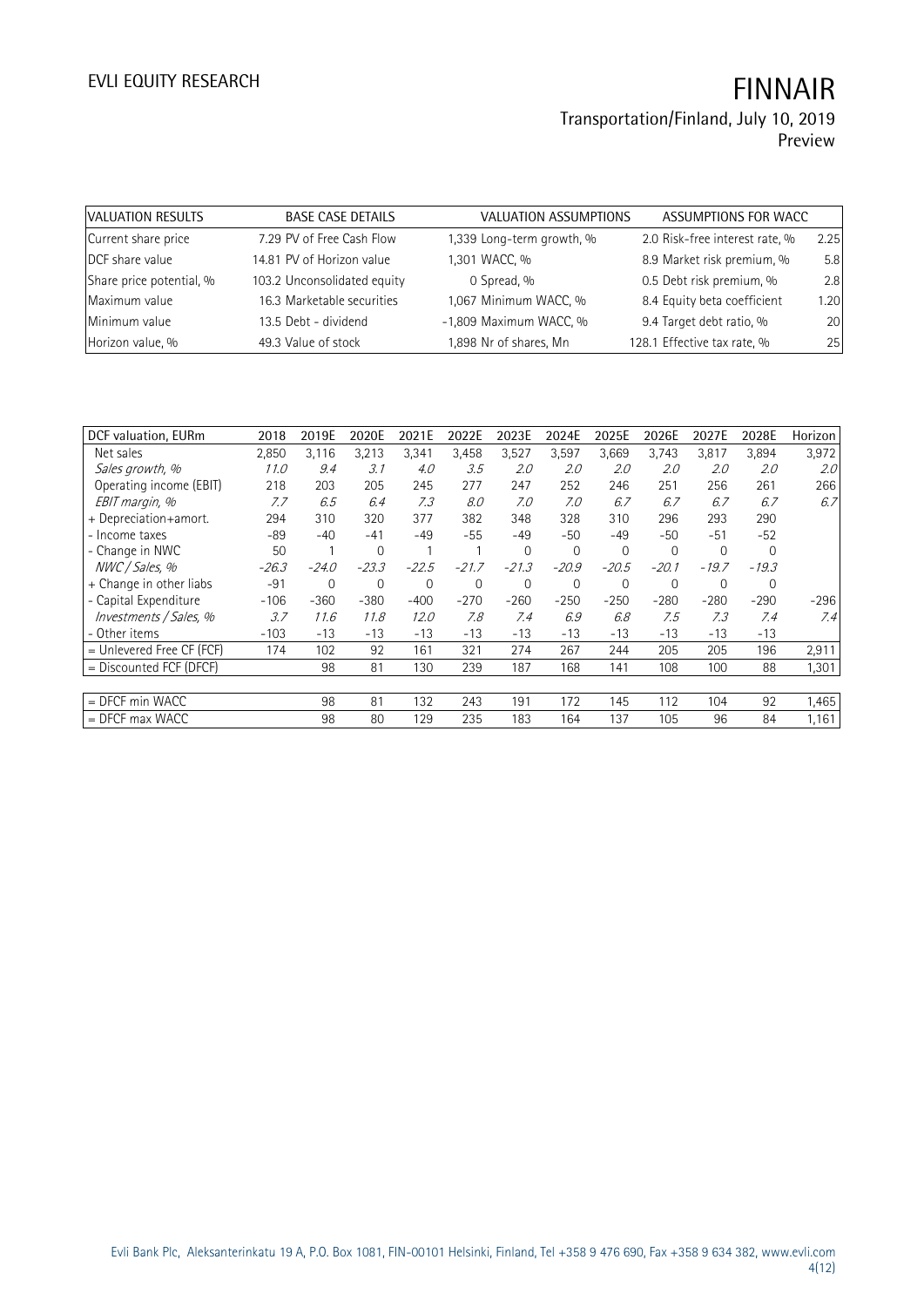| VALUATION RESULTS | BASE CASE DETAILS | | VALUATION ASSUMPTIONS | | ASSUMPTIONS FOR WACC | |
|---|---|---|---|---|---|---|
| Current share price | 7.29 | PV of Free Cash Flow | 1,339 | Long-term growth, % | 2.0 | Risk-free interest rate, % | 2.25 |
| DCF share value | 14.81 | PV of Horizon value | 1,301 | WACC, % | 8.9 | Market risk premium, % | 5.8 |
| Share price potential, % | 103.2 | Unconsolidated equity | 0 | Spread, % | 0.5 | Debt risk premium, % | 2.8 |
| Maximum value | 16.3 | Marketable securities | 1,067 | Minimum WACC, % | 8.4 | Equity beta coefficient | 1.20 |
| Minimum value | 13.5 | Debt - dividend | -1,809 | Maximum WACC, % | 9.4 | Target debt ratio, % | 20 |
| Horizon value, % | 49.3 | Value of stock | 1,898 | Nr of shares, Mn | 128.1 | Effective tax rate, % | 25 |

| DCF valuation, EURm | 2018 | 2019E | 2020E | 2021E | 2022E | 2023E | 2024E | 2025E | 2026E | 2027E | 2028E | Horizon |
|---|---|---|---|---|---|---|---|---|---|---|---|---|
| Net sales | 2,850 | 3,116 | 3,213 | 3,341 | 3,458 | 3,527 | 3,597 | 3,669 | 3,743 | 3,817 | 3,894 | 3,972 |
| *Sales growth, %* | *11.0* | *9.4* | *3.1* | *4.0* | *3.5* | *2.0* | *2.0* | *2.0* | *2.0* | *2.0* | *2.0* | *2.0* |
| Operating income (EBIT) | 218 | 203 | 205 | 245 | 277 | 247 | 252 | 246 | 251 | 256 | 261 | 266 |
| *EBIT margin, %* | *7.7* | *6.5* | *6.4* | *7.3* | *8.0* | *7.0* | *7.0* | *6.7* | *6.7* | *6.7* | *6.7* | *6.7* |
| + Depreciation+amort. | 294 | 310 | 320 | 377 | 382 | 348 | 328 | 310 | 296 | 293 | 290 | |
| - Income taxes | -89 | -40 | -41 | -49 | -55 | -49 | -50 | -49 | -50 | -51 | -52 | |
| - Change in NWC | 50 | 1 | 0 | 1 | 1 | 0 | 0 | 0 | 0 | 0 | 0 | |
| *NWC / Sales, %* | *-26.3* | *-24.0* | *-23.3* | *-22.5* | *-21.7* | *-21.3* | *-20.9* | *-20.5* | *-20.1* | *-19.7* | *-19.3* | |
| + Change in other liabs | -91 | 0 | 0 | 0 | 0 | 0 | 0 | 0 | 0 | 0 | 0 | |
| - Capital Expenditure | -106 | -360 | -380 | -400 | -270 | -260 | -250 | -250 | -280 | -280 | -290 | -296 |
| *Investments / Sales, %* | *3.7* | *11.6* | *11.8* | *12.0* | *7.8* | *7.4* | *6.9* | *6.8* | *7.5* | *7.3* | *7.4* | *7.4* |
| - Other items | -103 | -13 | -13 | -13 | -13 | -13 | -13 | -13 | -13 | -13 | -13 | |
| = Unlevered Free CF (FCF) | 174 | 102 | 92 | 161 | 321 | 274 | 267 | 244 | 205 | 205 | 196 | 2,911 |
| = Discounted FCF (DFCF) | | 98 | 81 | 130 | 239 | 187 | 168 | 141 | 108 | 100 | 88 | 1,301 |
| | | | | | | | | | | | | |
| = DFCF min WACC | | 98 | 81 | 132 | 243 | 191 | 172 | 145 | 112 | 104 | 92 | 1,465 |
| = DFCF max WACC | | 98 | 80 | 129 | 235 | 183 | 164 | 137 | 105 | 96 | 84 | 1,161 |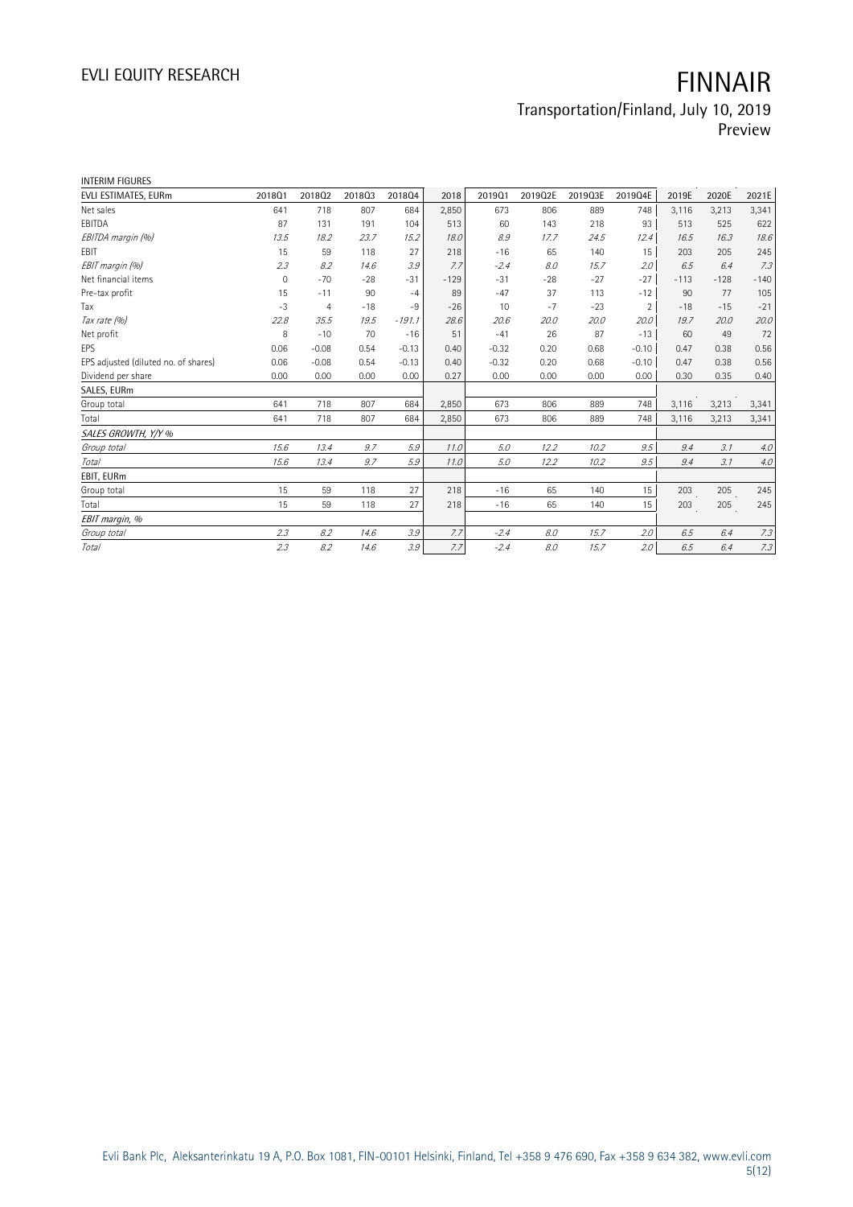INTERIM FIGURES

| EVLI ESTIMATES, EURm | 2018Q1 | 2018Q2 | 2018Q3 | 2018Q4 | 2018 | 2019Q1 | 2019Q2E | 2019Q3E | 2019Q4E | 2019E | 2020E | 2021E |
|---|---|---|---|---|---|---|---|---|---|---|---|---|
| Net sales | 641 | 718 | 807 | 684 | 2,850 | 673 | 806 | 889 | 748 | 3,116 | 3,213 | 3,341 |
| EBITDA | 87 | 131 | 191 | 104 | 513 | 60 | 143 | 218 | 93 | 513 | 525 | 622 |
| *EBITDA margin (%)* | *13.5* | *18.2* | *23.7* | *15.2* | *18.0* | *8.9* | *17.7* | *24.5* | *12.4* | *16.5* | *16.3* | *18.6* |
| EBIT | 15 | 59 | 118 | 27 | 218 | -16 | 65 | 140 | 15 | 203 | 205 | 245 |
| *EBIT margin (%)* | *2.3* | *8.2* | *14.6* | *3.9* | *7.7* | *-2.4* | *8.0* | *15.7* | *2.0* | *6.5* | *6.4* | *7.3* |
| Net financial items | 0 | -70 | -28 | -31 | -129 | -31 | -28 | -27 | -27 | -113 | -128 | -140 |
| Pre-tax profit | 15 | -11 | 90 | -4 | 89 | -47 | 37 | 113 | -12 | 90 | 77 | 105 |
| Tax | -3 | 4 | -18 | -9 | -26 | 10 | -7 | -23 | 2 | -18 | -15 | -21 |
| *Tax rate (%)* | *22.8* | *35.5* | *19.5* | *-191.1* | *28.6* | *20.6* | *20.0* | *20.0* | *20.0* | *19.7* | *20.0* | *20.0* |
| Net profit | 8 | -10 | 70 | -16 | 51 | -41 | 26 | 87 | -13 | 60 | 49 | 72 |
| EPS | 0.06 | -0.08 | 0.54 | -0.13 | 0.40 | -0.32 | 0.20 | 0.68 | -0.10 | 0.47 | 0.38 | 0.56 |
| EPS adjusted (diluted no. of shares) | 0.06 | -0.08 | 0.54 | -0.13 | 0.40 | -0.32 | 0.20 | 0.68 | -0.10 | 0.47 | 0.38 | 0.56 |
| Dividend per share | 0.00 | 0.00 | 0.00 | 0.00 | 0.27 | 0.00 | 0.00 | 0.00 | 0.00 | 0.30 | 0.35 | 0.40 |
| SALES, EURm | | | | | | | | | | | | |
| Group total | 641 | 718 | 807 | 684 | 2,850 | 673 | 806 | 889 | 748 | 3,116 | 3,213 | 3,341 |
| Total | 641 | 718 | 807 | 684 | 2,850 | 673 | 806 | 889 | 748 | 3,116 | 3,213 | 3,341 |
| *SALES GROWTH, Y/Y %* | | | | | | | | | | | | |
| *Group total* | *15.6* | *13.4* | *9.7* | *5.9* | *11.0* | *5.0* | *12.2* | *10.2* | *9.5* | *9.4* | *3.1* | *4.0* |
| *Total* | *15.6* | *13.4* | *9.7* | *5.9* | *11.0* | *5.0* | *12.2* | *10.2* | *9.5* | *9.4* | *3.1* | *4.0* |
| EBIT, EURm | | | | | | | | | | | | |
| Group total | 15 | 59 | 118 | 27 | 218 | -16 | 65 | 140 | 15 | 203 | 205 | 245 |
| Total | 15 | 59 | 118 | 27 | 218 | -16 | 65 | 140 | 15 | 203 | 205 | 245 |
| *EBIT margin, %* | | | | | | | | | | | | |
| *Group total* | *2.3* | *8.2* | *14.6* | *3.9* | *7.7* | *-2.4* | *8.0* | *15.7* | *2.0* | *6.5* | *6.4* | *7.3* |
| *Total* | *2.3* | *8.2* | *14.6* | *3.9* | *7.7* | *-2.4* | *8.0* | *15.7* | *2.0* | *6.5* | *6.4* | *7.3* |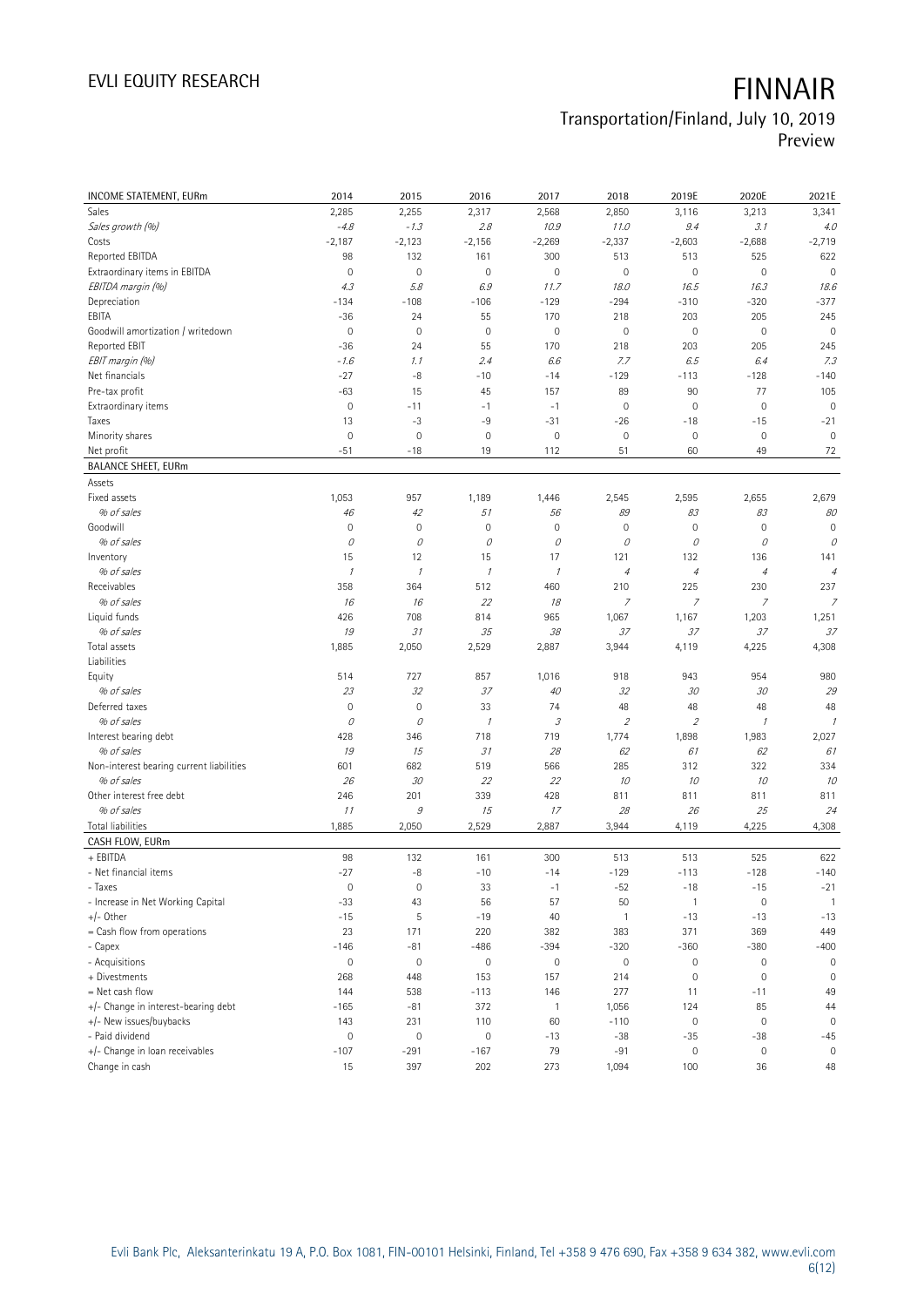| INCOME STATEMENT, EURm | 2014 | 2015 | 2016 | 2017 | 2018 | 2019E | 2020E | 2021E |
|---|---|---|---|---|---|---|---|---|
| Sales | 2,285 | 2,255 | 2,317 | 2,568 | 2,850 | 3,116 | 3,213 | 3,341 |
| *Sales growth (%)* | *-4.8* | *-1.3* | *2.8* | *10.9* | *11.0* | *9.4* | *3.1* | *4.0* |
| Costs | -2,187 | -2,123 | -2,156 | -2,269 | -2,337 | -2,603 | -2,688 | -2,719 |
| Reported EBITDA | 98 | 132 | 161 | 300 | 513 | 513 | 525 | 622 |
| Extraordinary items in EBITDA | 0 | 0 | 0 | 0 | 0 | 0 | 0 | 0 |
| *EBITDA margin (%)* | *4.3* | *5.8* | *6.9* | *11.7* | *18.0* | *16.5* | *16.3* | *18.6* |
| Depreciation | -134 | -108 | -106 | -129 | -294 | -310 | -320 | -377 |
| EBITA | -36 | 24 | 55 | 170 | 218 | 203 | 205 | 245 |
| Goodwill amortization / writedown | 0 | 0 | 0 | 0 | 0 | 0 | 0 | 0 |
| Reported EBIT | -36 | 24 | 55 | 170 | 218 | 203 | 205 | 245 |
| *EBIT margin (%)* | *-1.6* | *1.1* | *2.4* | *6.6* | *7.7* | *6.5* | *6.4* | *7.3* |
| Net financials | -27 | -8 | -10 | -14 | -129 | -113 | -128 | -140 |
| Pre-tax profit | -63 | 15 | 45 | 157 | 89 | 90 | 77 | 105 |
| Extraordinary items | 0 | -11 | -1 | -1 | 0 | 0 | 0 | 0 |
| Taxes | 13 | -3 | -9 | -31 | -26 | -18 | -15 | -21 |
| Minority shares | 0 | 0 | 0 | 0 | 0 | 0 | 0 | 0 |
| Net profit | -51 | -18 | 19 | 112 | 51 | 60 | 49 | 72 |
| **BALANCE SHEET, EURm** | | | | | | | | |
| Assets | | | | | | | | |
| Fixed assets | 1,053 | 957 | 1,189 | 1,446 | 2,545 | 2,595 | 2,655 | 2,679 |
| *% of sales* | *46* | *42* | *51* | *56* | *89* | *83* | *83* | *80* |
| Goodwill | 0 | 0 | 0 | 0 | 0 | 0 | 0 | 0 |
| *% of sales* | *0* | *0* | *0* | *0* | *0* | *0* | *0* | *0* |
| Inventory | 15 | 12 | 15 | 17 | 121 | 132 | 136 | 141 |
| *% of sales* | *1* | *1* | *1* | *1* | *4* | *4* | *4* | *4* |
| Receivables | 358 | 364 | 512 | 460 | 210 | 225 | 230 | 237 |
| *% of sales* | *16* | *16* | *22* | *18* | *7* | *7* | *7* | *7* |
| Liquid funds | 426 | 708 | 814 | 965 | 1,067 | 1,167 | 1,203 | 1,251 |
| *% of sales* | *19* | *31* | *35* | *38* | *37* | *37* | *37* | *37* |
| Total assets | 1,885 | 2,050 | 2,529 | 2,887 | 3,944 | 4,119 | 4,225 | 4,308 |
| Liabilities | | | | | | | | |
| Equity | 514 | 727 | 857 | 1,016 | 918 | 943 | 954 | 980 |
| *% of sales* | *23* | *32* | *37* | *40* | *32* | *30* | *30* | *29* |
| Deferred taxes | 0 | 0 | 33 | 74 | 48 | 48 | 48 | 48 |
| *% of sales* | *0* | *0* | *1* | *3* | *2* | *2* | *1* | *1* |
| Interest bearing debt | 428 | 346 | 718 | 719 | 1,774 | 1,898 | 1,983 | 2,027 |
| *% of sales* | *19* | *15* | *31* | *28* | *62* | *61* | *62* | *61* |
| Non-interest bearing current liabilities | 601 | 682 | 519 | 566 | 285 | 312 | 322 | 334 |
| *% of sales* | *26* | *30* | *22* | *22* | *10* | *10* | *10* | *10* |
| Other interest free debt | 246 | 201 | 339 | 428 | 811 | 811 | 811 | 811 |
| *% of sales* | *11* | *9* | *15* | *17* | *28* | *26* | *25* | *24* |
| Total liabilities | 1,885 | 2,050 | 2,529 | 2,887 | 3,944 | 4,119 | 4,225 | 4,308 |
| **CASH FLOW, EURm** | | | | | | | | |
| + EBITDA | 98 | 132 | 161 | 300 | 513 | 513 | 525 | 622 |
| - Net financial items | -27 | -8 | -10 | -14 | -129 | -113 | -128 | -140 |
| - Taxes | 0 | 0 | 33 | -1 | -52 | -18 | -15 | -21 |
| - Increase in Net Working Capital | -33 | 43 | 56 | 57 | 50 | 1 | 0 | 1 |
| +/- Other | -15 | 5 | -19 | 40 | 1 | -13 | -13 | -13 |
| = Cash flow from operations | 23 | 171 | 220 | 382 | 383 | 371 | 369 | 449 |
| - Capex | -146 | -81 | -486 | -394 | -320 | -360 | -380 | -400 |
| - Acquisitions | 0 | 0 | 0 | 0 | 0 | 0 | 0 | 0 |
| + Divestments | 268 | 448 | 153 | 157 | 214 | 0 | 0 | 0 |
| = Net cash flow | 144 | 538 | -113 | 146 | 277 | 11 | -11 | 49 |
| +/- Change in interest-bearing debt | -165 | -81 | 372 | 1 | 1,056 | 124 | 85 | 44 |
| +/- New issues/buybacks | 143 | 231 | 110 | 60 | -110 | 0 | 0 | 0 |
| - Paid dividend | 0 | 0 | 0 | -13 | -38 | -35 | -38 | -45 |
| +/- Change in loan receivables | -107 | -291 | -167 | 79 | -91 | 0 | 0 | 0 |
| Change in cash | 15 | 397 | 202 | 273 | 1,094 | 100 | 36 | 48 |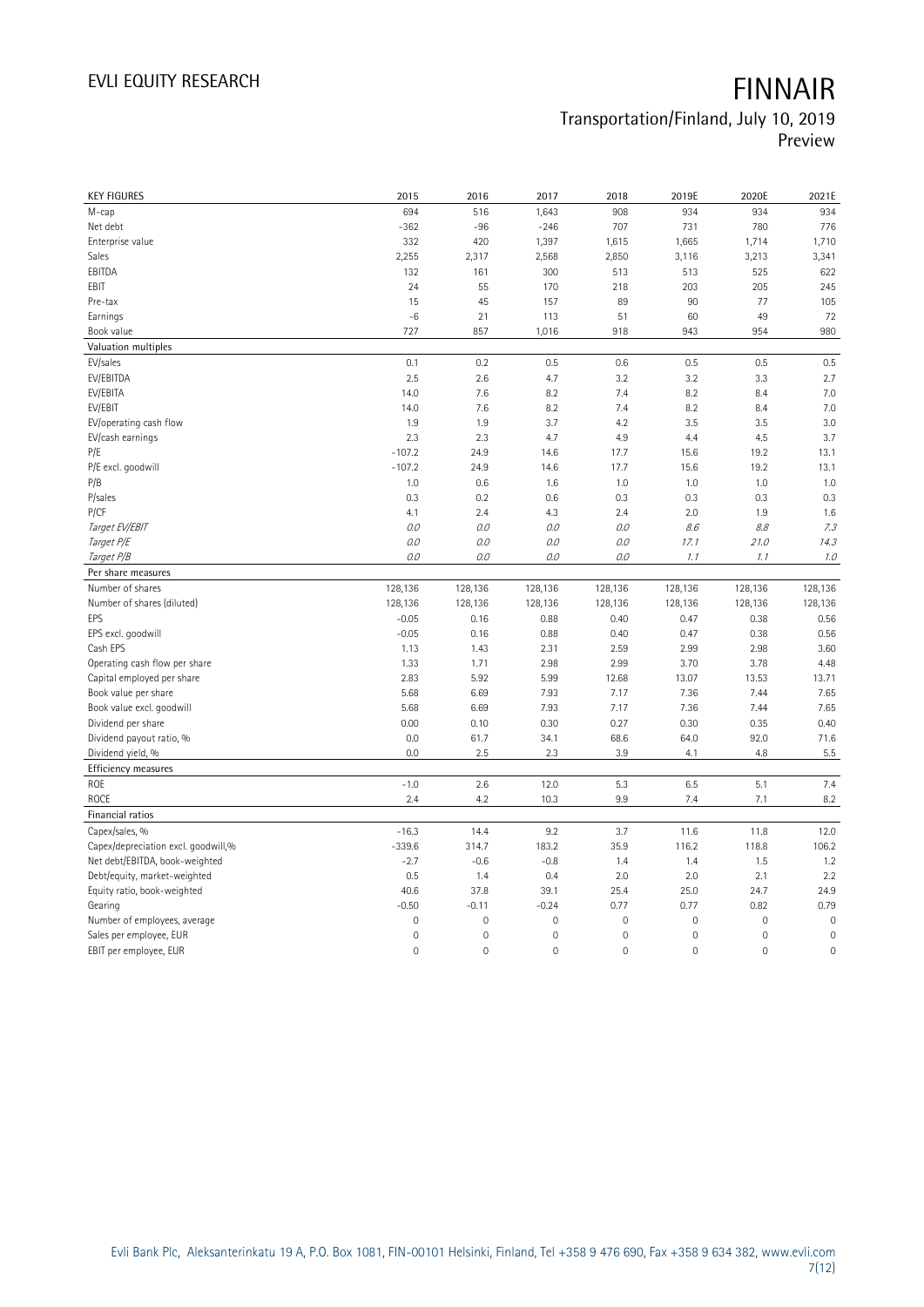# FINNAIR

Transportation/Finland, July 10, 2019
Preview

| KEY FIGURES | 2015 | 2016 | 2017 | 2018 | 2019E | 2020E | 2021E |
|---|---|---|---|---|---|---|---|
| M-cap | 694 | 516 | 1,643 | 908 | 934 | 934 | 934 |
| Net debt | -362 | -96 | -246 | 707 | 731 | 780 | 776 |
| Enterprise value | 332 | 420 | 1,397 | 1,615 | 1,665 | 1,714 | 1,710 |
| Sales | 2,255 | 2,317 | 2,568 | 2,850 | 3,116 | 3,213 | 3,341 |
| EBITDA | 132 | 161 | 300 | 513 | 513 | 525 | 622 |
| EBIT | 24 | 55 | 170 | 218 | 203 | 205 | 245 |
| Pre-tax | 15 | 45 | 157 | 89 | 90 | 77 | 105 |
| Earnings | -6 | 21 | 113 | 51 | 60 | 49 | 72 |
| Book value | 727 | 857 | 1,016 | 918 | 943 | 954 | 980 |
| **Valuation multiples** | | | | | | | |
| EV/sales | 0.1 | 0.2 | 0.5 | 0.6 | 0.5 | 0.5 | 0.5 |
| EV/EBITDA | 2.5 | 2.6 | 4.7 | 3.2 | 3.2 | 3.3 | 2.7 |
| EV/EBITA | 14.0 | 7.6 | 8.2 | 7.4 | 8.2 | 8.4 | 7.0 |
| EV/EBIT | 14.0 | 7.6 | 8.2 | 7.4 | 8.2 | 8.4 | 7.0 |
| EV/operating cash flow | 1.9 | 1.9 | 3.7 | 4.2 | 3.5 | 3.5 | 3.0 |
| EV/cash earnings | 2.3 | 2.3 | 4.7 | 4.9 | 4.4 | 4.5 | 3.7 |
| P/E | -107.2 | 24.9 | 14.6 | 17.7 | 15.6 | 19.2 | 13.1 |
| P/E excl. goodwill | -107.2 | 24.9 | 14.6 | 17.7 | 15.6 | 19.2 | 13.1 |
| P/B | 1.0 | 0.6 | 1.6 | 1.0 | 1.0 | 1.0 | 1.0 |
| P/sales | 0.3 | 0.2 | 0.6 | 0.3 | 0.3 | 0.3 | 0.3 |
| P/CF | 4.1 | 2.4 | 4.3 | 2.4 | 2.0 | 1.9 | 1.6 |
| *Target EV/EBIT* | *0.0* | *0.0* | *0.0* | *0.0* | *8.6* | *8.8* | *7.3* |
| *Target P/E* | *0.0* | *0.0* | *0.0* | *0.0* | *17.1* | *21.0* | *14.3* |
| *Target P/B* | *0.0* | *0.0* | *0.0* | *0.0* | *1.1* | *1.1* | *1.0* |
| **Per share measures** | | | | | | | |
| Number of shares | 128,136 | 128,136 | 128,136 | 128,136 | 128,136 | 128,136 | 128,136 |
| Number of shares (diluted) | 128,136 | 128,136 | 128,136 | 128,136 | 128,136 | 128,136 | 128,136 |
| EPS | -0.05 | 0.16 | 0.88 | 0.40 | 0.47 | 0.38 | 0.56 |
| EPS excl. goodwill | -0.05 | 0.16 | 0.88 | 0.40 | 0.47 | 0.38 | 0.56 |
| Cash EPS | 1.13 | 1.43 | 2.31 | 2.59 | 2.99 | 2.98 | 3.60 |
| Operating cash flow per share | 1.33 | 1.71 | 2.98 | 2.99 | 3.70 | 3.78 | 4.48 |
| Capital employed per share | 2.83 | 5.92 | 5.99 | 12.68 | 13.07 | 13.53 | 13.71 |
| Book value per share | 5.68 | 6.69 | 7.93 | 7.17 | 7.36 | 7.44 | 7.65 |
| Book value excl. goodwill | 5.68 | 6.69 | 7.93 | 7.17 | 7.36 | 7.44 | 7.65 |
| Dividend per share | 0.00 | 0.10 | 0.30 | 0.27 | 0.30 | 0.35 | 0.40 |
| Dividend payout ratio, % | 0.0 | 61.7 | 34.1 | 68.6 | 64.0 | 92.0 | 71.6 |
| Dividend yield, % | 0.0 | 2.5 | 2.3 | 3.9 | 4.1 | 4.8 | 5.5 |
| **Efficiency measures** | | | | | | | |
| ROE | -1.0 | 2.6 | 12.0 | 5.3 | 6.5 | 5.1 | 7.4 |
| ROCE | 2.4 | 4.2 | 10.3 | 9.9 | 7.4 | 7.1 | 8.2 |
| **Financial ratios** | | | | | | | |
| Capex/sales, % | -16.3 | 14.4 | 9.2 | 3.7 | 11.6 | 11.8 | 12.0 |
| Capex/depreciation excl. goodwill,% | -339.6 | 314.7 | 183.2 | 35.9 | 116.2 | 118.8 | 106.2 |
| Net debt/EBITDA, book-weighted | -2.7 | -0.6 | -0.8 | 1.4 | 1.4 | 1.5 | 1.2 |
| Debt/equity, market-weighted | 0.5 | 1.4 | 0.4 | 2.0 | 2.0 | 2.1 | 2.2 |
| Equity ratio, book-weighted | 40.6 | 37.8 | 39.1 | 25.4 | 25.0 | 24.7 | 24.9 |
| Gearing | -0.50 | -0.11 | -0.24 | 0.77 | 0.77 | 0.82 | 0.79 |
| Number of employees, average | 0 | 0 | 0 | 0 | 0 | 0 | 0 |
| Sales per employee, EUR | 0 | 0 | 0 | 0 | 0 | 0 | 0 |
| EBIT per employee, EUR | 0 | 0 | 0 | 0 | 0 | 0 | 0 |

Evli Bank Plc, Aleksanterinkatu 19 A, P.O. Box 1081, FIN-00101 Helsinki, Finland, Tel +358 9 476 690, Fax +358 9 634 382, www.evli.com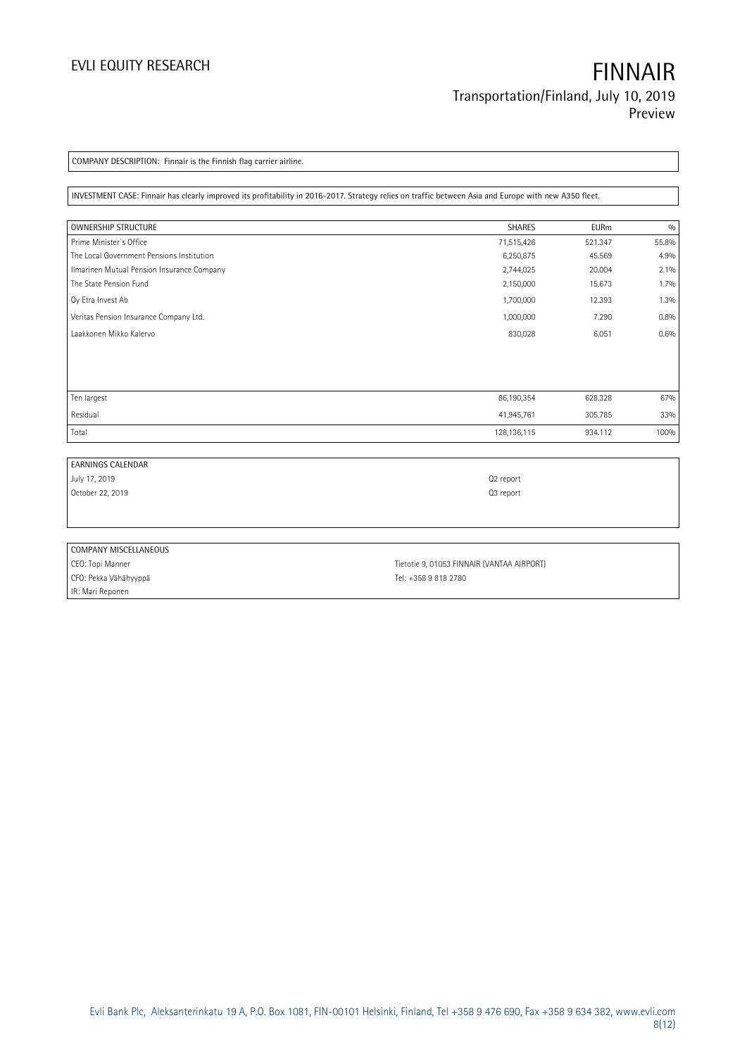COMPANY DESCRIPTION: Finnair is the Finnish flag carrier airline.

INVESTMENT CASE: Finnair has clearly improved its profitability in 2016-2017. Strategy relies on traffic between Asia and Europe with new A350 fleet.

| OWNERSHIP STRUCTURE | SHARES | EURm | % |
|---|---|---|---|
| Prime Minister´s Office | 71,515,426 | 521.347 | 55.8% |
| The Local Government Pensions Institution | 6,250,875 | 45.569 | 4.9% |
| Ilmarinen Mutual Pension Insurance Company | 2,744,025 | 20.004 | 2.1% |
| The State Pension Fund | 2,150,000 | 15.673 | 1.7% |
| Oy Etra Invest Ab | 1,700,000 | 12.393 | 1.3% |
| Veritas Pension Insurance Company Ltd. | 1,000,000 | 7.290 | 0.8% |
| Laakkonen Mikko Kalervo | 830,028 | 6.051 | 0.6% |
| Ten largest | 86,190,354 | 628.328 | 67% |
| Residual | 41,945,761 | 305.785 | 33% |
| Total | 128,136,115 | 934.112 | 100% |

| EARNINGS CALENDAR | |
|---|---|
| July 17, 2019 | Q2 report |
| October 22, 2019 | Q3 report |

| COMPANY MISCELLANEOUS | |
|---|---|
| CEO: Topi Manner | Tietotie 9, 01053 FINNAIR (VANTAA AIRPORT) |
| CFO: Pekka Vähähyyppä | Tel: +358 9 818 2780 |
| IR: Mari Reponen | |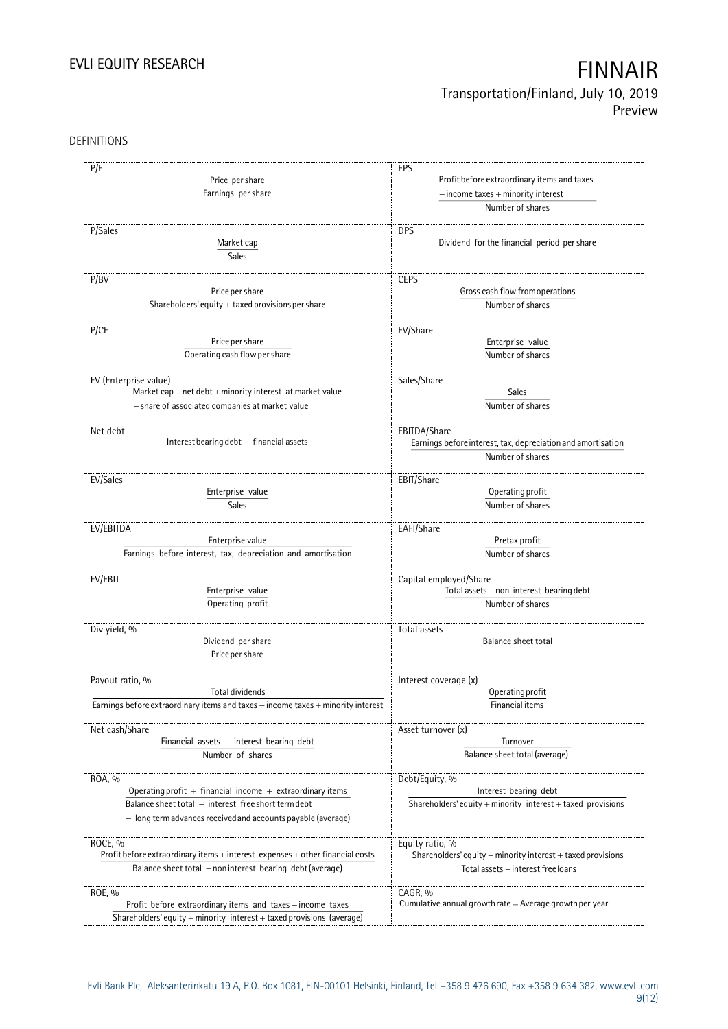DEFINITIONS

| | |
|---|---|
| **P/E**<br>$\frac{\text{Price per share}}{\text{Earnings per share}}$ | **EPS**<br>$\frac{\text{Profit before extraordinary items and taxes} - \text{income taxes} + \text{minority interest}}{\text{Number of shares}}$ |
| **P/Sales**<br>$\frac{\text{Market cap}}{\text{Sales}}$ | **DPS**<br>Dividend for the financial period per share |
| **P/BV**<br>$\frac{\text{Price per share}}{\text{Shareholders' equity} + \text{taxed provisions per share}}$ | **CEPS**<br>$\frac{\text{Gross cash flow from operations}}{\text{Number of shares}}$ |
| **P/CF**<br>$\frac{\text{Price per share}}{\text{Operating cash flow per share}}$ | **EV/Share**<br>$\frac{\text{Enterprise value}}{\text{Number of shares}}$ |
| **EV (Enterprise value)**<br>Market cap + net debt + minority interest at market value − share of associated companies at market value | **Sales/Share**<br>$\frac{\text{Sales}}{\text{Number of shares}}$ |
| **Net debt**<br>Interest bearing debt − financial assets | **EBITDA/Share**<br>$\frac{\text{Earnings before interest, tax, depreciation and amortisation}}{\text{Number of shares}}$ |
| **EV/Sales**<br>$\frac{\text{Enterprise value}}{\text{Sales}}$ | **EBIT/Share**<br>$\frac{\text{Operating profit}}{\text{Number of shares}}$ |
| **EV/EBITDA**<br>$\frac{\text{Enterprise value}}{\text{Earnings before interest, tax, depreciation and amortisation}}$ | **EAFI/Share**<br>$\frac{\text{Pretax profit}}{\text{Number of shares}}$ |
| **EV/EBIT**<br>$\frac{\text{Enterprise value}}{\text{Operating profit}}$ | **Capital employed/Share**<br>$\frac{\text{Total assets} - \text{non interest bearing debt}}{\text{Number of shares}}$ |
| **Div yield, %**<br>$\frac{\text{Dividend per share}}{\text{Price per share}}$ | **Total assets**<br>Balance sheet total |
| **Payout ratio, %**<br>$\frac{\text{Total dividends}}{\text{Earnings before extraordinary items and taxes} - \text{income taxes} + \text{minority interest}}$ | **Interest coverage (x)**<br>$\frac{\text{Operating profit}}{\text{Financial items}}$ |
| **Net cash/Share**<br>$\frac{\text{Financial assets} - \text{interest bearing debt}}{\text{Number of shares}}$ | **Asset turnover (x)**<br>$\frac{\text{Turnover}}{\text{Balance sheet total (average)}}$ |
| **ROA, %**<br>$\frac{\text{Operating profit} + \text{financial income} + \text{extraordinary items}}{\text{Balance sheet total} - \text{interest free short term debt} - \text{long term advances received and accounts payable (average)}}$ | **Debt/Equity, %**<br>$\frac{\text{Interest bearing debt}}{\text{Shareholders' equity} + \text{minority interest} + \text{taxed provisions}}$ |
| **ROCE, %**<br>$\frac{\text{Profit before extraordinary items} + \text{interest expenses} + \text{other financial costs}}{\text{Balance sheet total} - \text{non interest bearing debt (average)}}$ | **Equity ratio, %**<br>$\frac{\text{Shareholders' equity} + \text{minority interest} + \text{taxed provisions}}{\text{Total assets} - \text{interest free loans}}$ |
| **ROE, %**<br>$\frac{\text{Profit before extraordinary items and taxes} - \text{income taxes}}{\text{Shareholders' equity} + \text{minority interest} + \text{taxed provisions (average)}}$ | **CAGR, %**<br>Cumulative annual growth rate = Average growth per year |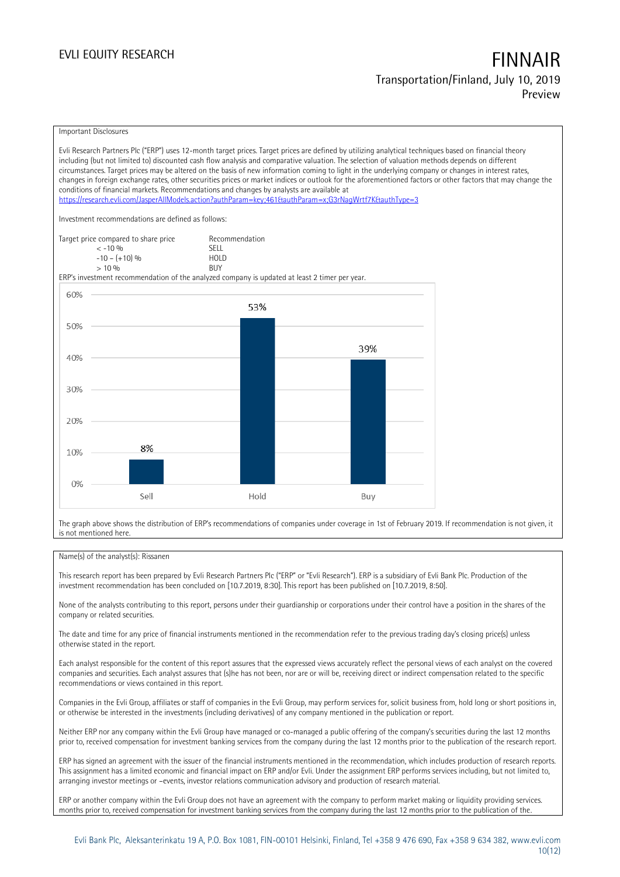Important Disclosures

Evli Research Partners Plc ("ERP") uses 12-month target prices. Target prices are defined by utilizing analytical techniques based on financial theory including (but not limited to) discounted cash flow analysis and comparative valuation. The selection of valuation methods depends on different circumstances. Target prices may be altered on the basis of new information coming to light in the underlying company or changes in interest rates, changes in foreign exchange rates, other securities prices or market indices or outlook for the aforementioned factors or other factors that may change the conditions of financial markets. Recommendations and changes by analysts are available at https://research.evli.com/JasperAllModels.action?authParam=key;461&authParam=x;G3rNagWrtf7K&authType=3

Investment recommendations are defined as follows:

| Target price compared to share price | Recommendation |
| --- | --- |
| < -10 % | SELL |
| -10 – (+10) % | HOLD |
| > 10 % | BUY |

ERP's investment recommendation of the analyzed company is updated at least 2 timer per year.

| | Sell | Hold | Buy |
| --- | --- | --- | --- |
| Share | 8% | 53% | 39% |

The graph above shows the distribution of ERP's recommendations of companies under coverage in 1st of February 2019. If recommendation is not given, it is not mentioned here.

Name(s) of the analyst(s): Rissanen

This research report has been prepared by Evli Research Partners Plc ("ERP" or "Evli Research"). ERP is a subsidiary of Evli Bank Plc. Production of the investment recommendation has been concluded on [10.7.2019, 8:30]. This report has been published on [10.7.2019, 8:50].

None of the analysts contributing to this report, persons under their guardianship or corporations under their control have a position in the shares of the company or related securities.

The date and time for any price of financial instruments mentioned in the recommendation refer to the previous trading day's closing price(s) unless otherwise stated in the report.

Each analyst responsible for the content of this report assures that the expressed views accurately reflect the personal views of each analyst on the covered companies and securities. Each analyst assures that (s)he has not been, nor are or will be, receiving direct or indirect compensation related to the specific recommendations or views contained in this report.

Companies in the Evli Group, affiliates or staff of companies in the Evli Group, may perform services for, solicit business from, hold long or short positions in, or otherwise be interested in the investments (including derivatives) of any company mentioned in the publication or report.

Neither ERP nor any company within the Evli Group have managed or co-managed a public offering of the company's securities during the last 12 months prior to, received compensation for investment banking services from the company during the last 12 months prior to the publication of the research report.

ERP has signed an agreement with the issuer of the financial instruments mentioned in the recommendation, which includes production of research reports. This assignment has a limited economic and financial impact on ERP and/or Evli. Under the assignment ERP performs services including, but not limited to, arranging investor meetings or –events, investor relations communication advisory and production of research material.

ERP or another company within the Evli Group does not have an agreement with the company to perform market making or liquidity providing services. months prior to, received compensation for investment banking services from the company during the last 12 months prior to the publication of the.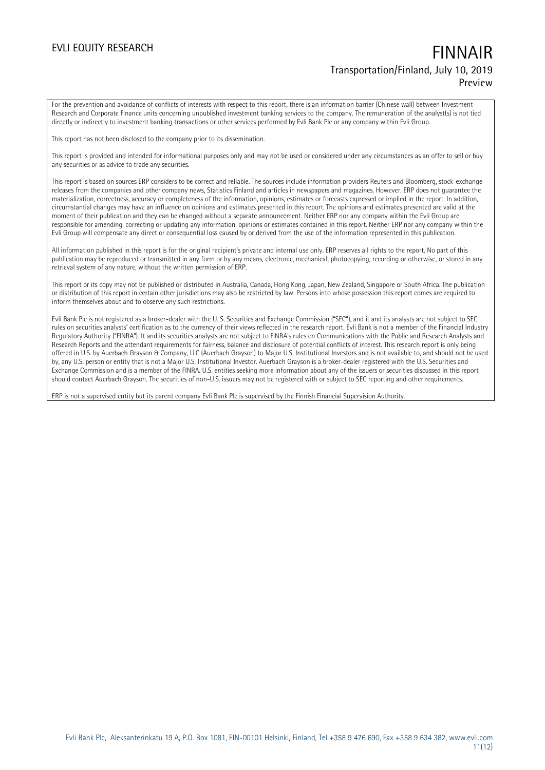For the prevention and avoidance of conflicts of interests with respect to this report, there is an information barrier (Chinese wall) between Investment Research and Corporate Finance units concerning unpublished investment banking services to the company. The remuneration of the analyst(s) is not tied directly or indirectly to investment banking transactions or other services performed by Evli Bank Plc or any company within Evli Group.

This report has not been disclosed to the company prior to its dissemination.

This report is provided and intended for informational purposes only and may not be used or considered under any circumstances as an offer to sell or buy any securities or as advice to trade any securities.

This report is based on sources ERP considers to be correct and reliable. The sources include information providers Reuters and Bloomberg, stock-exchange releases from the companies and other company news, Statistics Finland and articles in newspapers and magazines. However, ERP does not guarantee the materialization, correctness, accuracy or completeness of the information, opinions, estimates or forecasts expressed or implied in the report. In addition, circumstantial changes may have an influence on opinions and estimates presented in this report. The opinions and estimates presented are valid at the moment of their publication and they can be changed without a separate announcement. Neither ERP nor any company within the Evli Group are responsible for amending, correcting or updating any information, opinions or estimates contained in this report. Neither ERP nor any company within the Evli Group will compensate any direct or consequential loss caused by or derived from the use of the information represented in this publication.

All information published in this report is for the original recipient's private and internal use only. ERP reserves all rights to the report. No part of this publication may be reproduced or transmitted in any form or by any means, electronic, mechanical, photocopying, recording or otherwise, or stored in any retrieval system of any nature, without the written permission of ERP.

This report or its copy may not be published or distributed in Australia, Canada, Hong Kong, Japan, New Zealand, Singapore or South Africa. The publication or distribution of this report in certain other jurisdictions may also be restricted by law. Persons into whose possession this report comes are required to inform themselves about and to observe any such restrictions.

Evli Bank Plc is not registered as a broker-dealer with the U. S. Securities and Exchange Commission ("SEC"), and it and its analysts are not subject to SEC rules on securities analysts' certification as to the currency of their views reflected in the research report. Evli Bank is not a member of the Financial Industry Regulatory Authority ("FINRA"). It and its securities analysts are not subject to FINRA's rules on Communications with the Public and Research Analysts and Research Reports and the attendant requirements for fairness, balance and disclosure of potential conflicts of interest. This research report is only being offered in U.S. by Auerbach Grayson & Company, LLC (Auerbach Grayson) to Major U.S. Institutional Investors and is not available to, and should not be used by, any U.S. person or entity that is not a Major U.S. Institutional Investor. Auerbach Grayson is a broker-dealer registered with the U.S. Securities and Exchange Commission and is a member of the FINRA. U.S. entities seeking more information about any of the issuers or securities discussed in this report should contact Auerbach Grayson. The securities of non-U.S. issuers may not be registered with or subject to SEC reporting and other requirements.

ERP is not a supervised entity but its parent company Evli Bank Plc is supervised by the Finnish Financial Supervision Authority.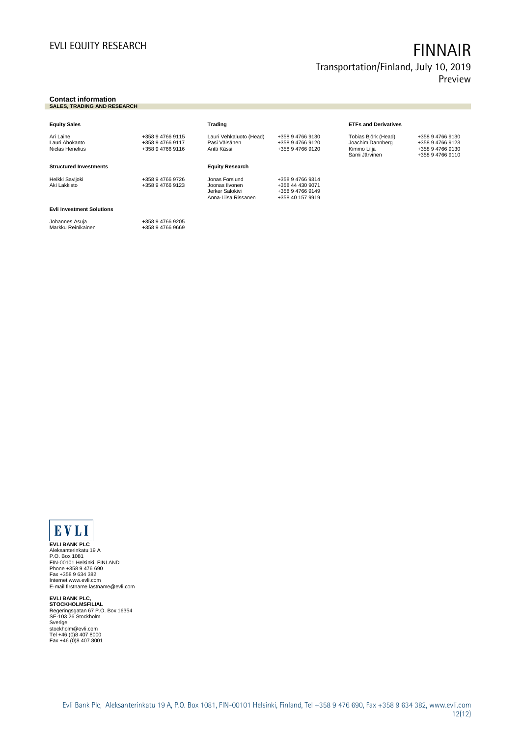## Contact information

**SALES, TRADING AND RESEARCH**

**Equity Sales**

| | |
|---|---|
| Ari Laine | +358 9 4766 9115 |
| Lauri Ahokanto | +358 9 4766 9117 |
| Niclas Henelius | +358 9 4766 9116 |

**Structured Investments**

| | |
|---|---|
| Heikki Savijoki | +358 9 4766 9726 |
| Aki Lakkisto | +358 9 4766 9123 |

**Evli Investment Solutions**

| | |
|---|---|
| Johannes Asuja | +358 9 4766 9205 |
| Markku Reinikainen | +358 9 4766 9669 |

**Trading**

| | |
|---|---|
| Lauri Vehkaluoto (Head) | +358 9 4766 9130 |
| Pasi Väisänen | +358 9 4766 9120 |
| Antti Kässi | +358 9 4766 9120 |

**Equity Research**

| | |
|---|---|
| Jonas Forslund | +358 9 4766 9314 |
| Joonas Ilvonen | +358 44 430 9071 |
| Jerker Salokivi | +358 9 4766 9149 |
| Anna-Liisa Rissanen | +358 40 157 9919 |

**ETFs and Derivatives**

| | |
|---|---|
| Tobias Björk (Head) | +358 9 4766 9130 |
| Joachim Dannberg | +358 9 4766 9123 |
| Kimmo Lilja | +358 9 4766 9130 |
| Sami Järvinen | +358 9 4766 9110 |

**EVLI BANK PLC**
Aleksanterinkatu 19 A
P.O. Box 1081
FIN-00101 Helsinki, FINLAND
Phone +358 9 476 690
Fax +358 9 634 382
Internet www.evli.com
E-mail firstname.lastname@evli.com

**EVLI BANK PLC, STOCKHOLMSFILIAL**
Regeringsgatan 67 P.O. Box 16354
SE-103 26 Stockholm
Sverige
stockholm@evli.com
Tel +46 (0)8 407 8000
Fax +46 (0)8 407 8001